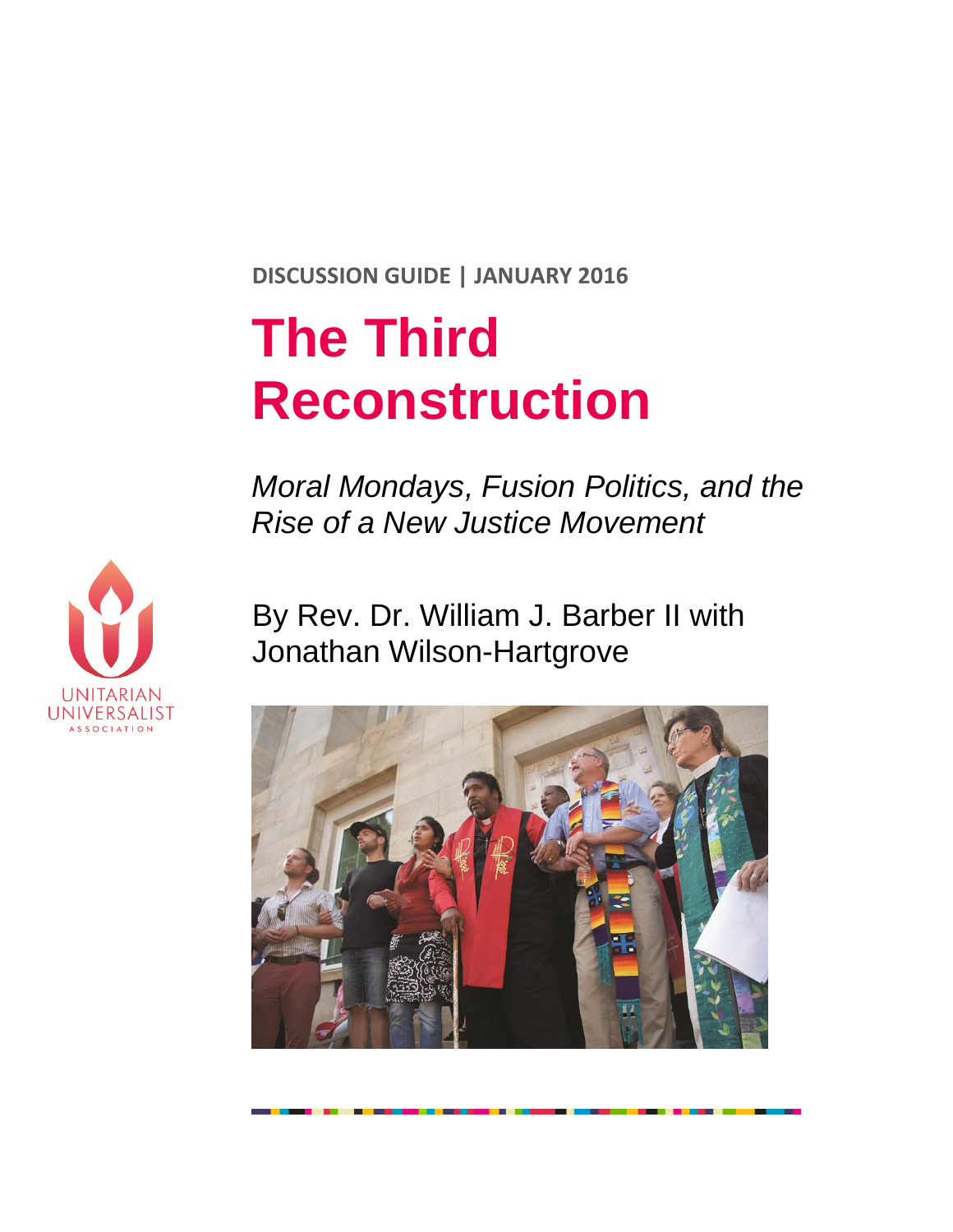**DISCUSSION GUIDE | JANUARY 2016**

# The Third Reconstruction

*Moral Mondays, Fusion Politics, and the Rise of a New Justice Movement*

By Rev. Dr. William J. Barber II with Jonathan Wilson-Hartgrove

UNITARIAN UNIVERSALIST ASSOCIATION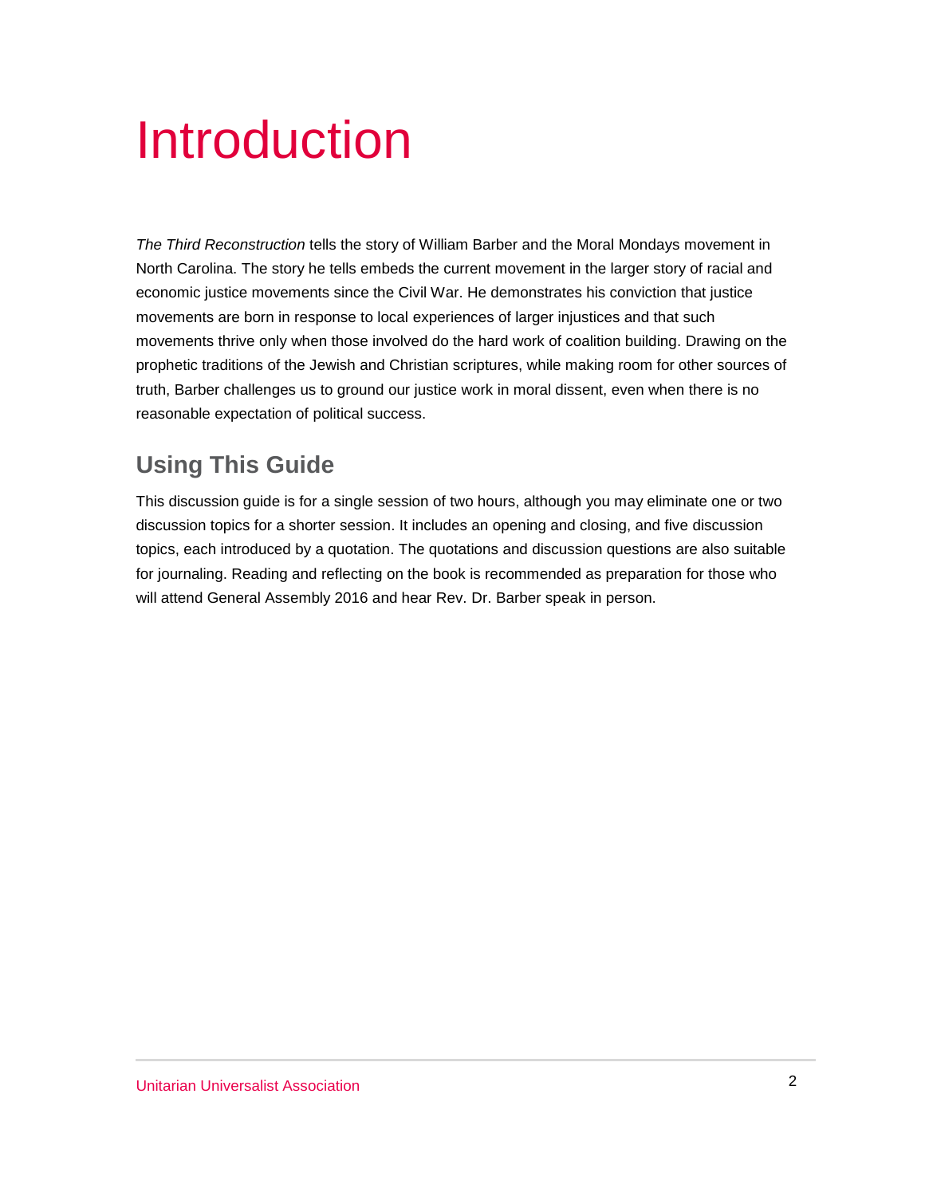# Introduction

*The Third Reconstruction* tells the story of William Barber and the Moral Mondays movement in North Carolina. The story he tells embeds the current movement in the larger story of racial and economic justice movements since the Civil War. He demonstrates his conviction that justice movements are born in response to local experiences of larger injustices and that such movements thrive only when those involved do the hard work of coalition building. Drawing on the prophetic traditions of the Jewish and Christian scriptures, while making room for other sources of truth, Barber challenges us to ground our justice work in moral dissent, even when there is no reasonable expectation of political success.

## Using This Guide

This discussion guide is for a single session of two hours, although you may eliminate one or two discussion topics for a shorter session. It includes an opening and closing, and five discussion topics, each introduced by a quotation. The quotations and discussion questions are also suitable for journaling. Reading and reflecting on the book is recommended as preparation for those who will attend General Assembly 2016 and hear Rev. Dr. Barber speak in person.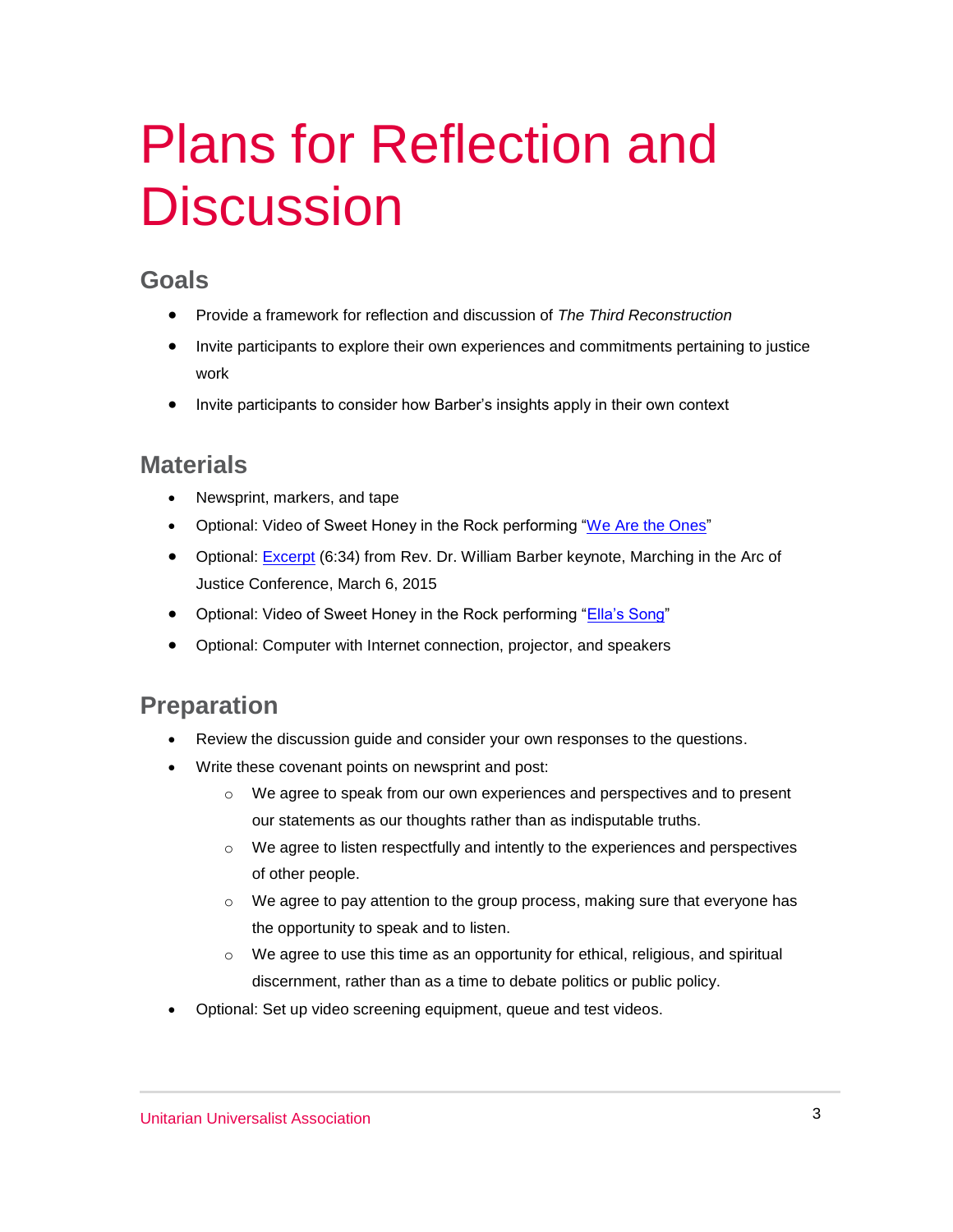# Plans for Reflection and Discussion

## Goals

- Provide a framework for reflection and discussion of *The Third Reconstruction*
- Invite participants to explore their own experiences and commitments pertaining to justice work
- Invite participants to consider how Barber's insights apply in their own context

## Materials

- Newsprint, markers, and tape
- Optional: Video of Sweet Honey in the Rock performing "We Are the Ones"
- Optional: Excerpt (6:34) from Rev. Dr. William Barber keynote, Marching in the Arc of Justice Conference, March 6, 2015
- Optional: Video of Sweet Honey in the Rock performing "Ella's Song"
- Optional: Computer with Internet connection, projector, and speakers

## Preparation

- Review the discussion guide and consider your own responses to the questions.
- Write these covenant points on newsprint and post:
  - We agree to speak from our own experiences and perspectives and to present our statements as our thoughts rather than as indisputable truths.
  - We agree to listen respectfully and intently to the experiences and perspectives of other people.
  - We agree to pay attention to the group process, making sure that everyone has the opportunity to speak and to listen.
  - We agree to use this time as an opportunity for ethical, religious, and spiritual discernment, rather than as a time to debate politics or public policy.
- Optional: Set up video screening equipment, queue and test videos.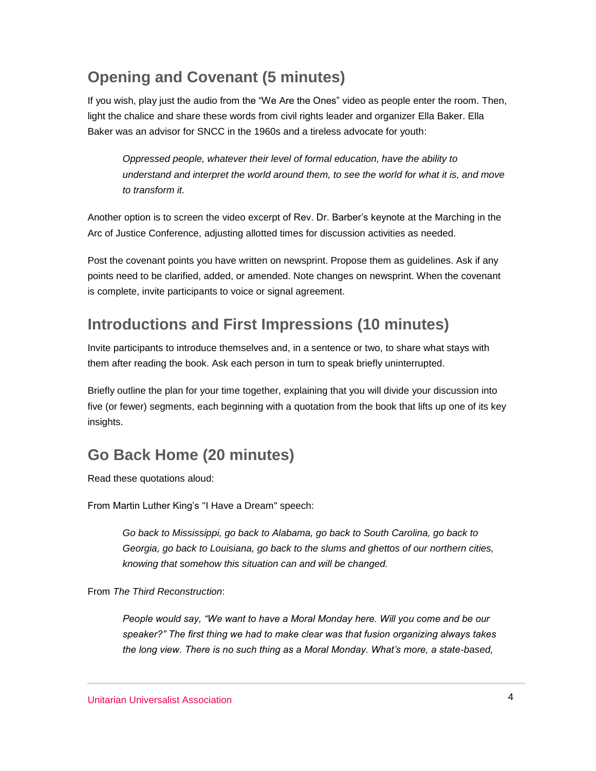## Opening and Covenant (5 minutes)

If you wish, play just the audio from the "We Are the Ones" video as people enter the room. Then, light the chalice and share these words from civil rights leader and organizer Ella Baker. Ella Baker was an advisor for SNCC in the 1960s and a tireless advocate for youth:

> *Oppressed people, whatever their level of formal education, have the ability to understand and interpret the world around them, to see the world for what it is, and move to transform it.*

Another option is to screen the video excerpt of Rev. Dr. Barber's keynote at the Marching in the Arc of Justice Conference, adjusting allotted times for discussion activities as needed.

Post the covenant points you have written on newsprint. Propose them as guidelines. Ask if any points need to be clarified, added, or amended. Note changes on newsprint. When the covenant is complete, invite participants to voice or signal agreement.

## Introductions and First Impressions (10 minutes)

Invite participants to introduce themselves and, in a sentence or two, to share what stays with them after reading the book. Ask each person in turn to speak briefly uninterrupted.

Briefly outline the plan for your time together, explaining that you will divide your discussion into five (or fewer) segments, each beginning with a quotation from the book that lifts up one of its key insights.

## Go Back Home (20 minutes)

Read these quotations aloud:

From Martin Luther King's "I Have a Dream" speech:

> *Go back to Mississippi, go back to Alabama, go back to South Carolina, go back to Georgia, go back to Louisiana, go back to the slums and ghettos of our northern cities, knowing that somehow this situation can and will be changed.*

From *The Third Reconstruction*:

> *People would say, "We want to have a Moral Monday here. Will you come and be our speaker?" The first thing we had to make clear was that fusion organizing always takes the long view. There is no such thing as a Moral Monday. What's more, a state-based,*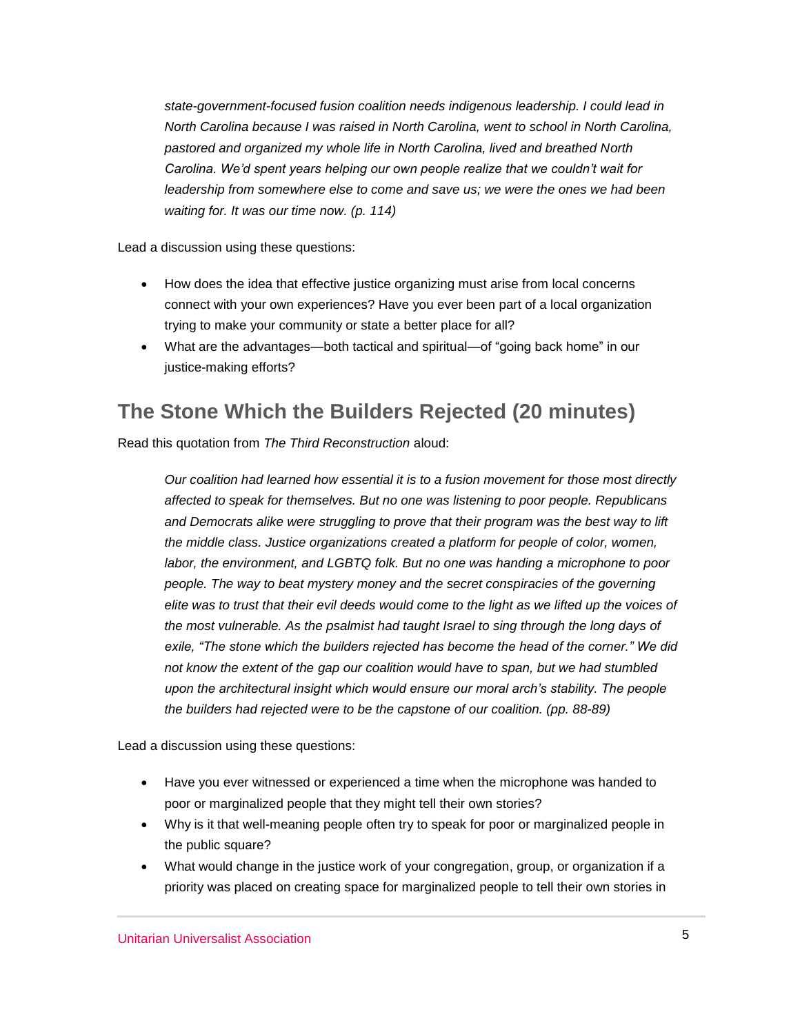*state-government-focused fusion coalition needs indigenous leadership. I could lead in North Carolina because I was raised in North Carolina, went to school in North Carolina, pastored and organized my whole life in North Carolina, lived and breathed North Carolina. We'd spent years helping our own people realize that we couldn't wait for leadership from somewhere else to come and save us; we were the ones we had been waiting for. It was our time now. (p. 114)*

Lead a discussion using these questions:

- How does the idea that effective justice organizing must arise from local concerns connect with your own experiences? Have you ever been part of a local organization trying to make your community or state a better place for all?
- What are the advantages—both tactical and spiritual—of "going back home" in our justice-making efforts?

## The Stone Which the Builders Rejected (20 minutes)

Read this quotation from *The Third Reconstruction* aloud:

> *Our coalition had learned how essential it is to a fusion movement for those most directly affected to speak for themselves. But no one was listening to poor people. Republicans and Democrats alike were struggling to prove that their program was the best way to lift the middle class. Justice organizations created a platform for people of color, women, labor, the environment, and LGBTQ folk. But no one was handing a microphone to poor people. The way to beat mystery money and the secret conspiracies of the governing elite was to trust that their evil deeds would come to the light as we lifted up the voices of the most vulnerable. As the psalmist had taught Israel to sing through the long days of exile, "The stone which the builders rejected has become the head of the corner." We did not know the extent of the gap our coalition would have to span, but we had stumbled upon the architectural insight which would ensure our moral arch's stability. The people the builders had rejected were to be the capstone of our coalition. (pp. 88-89)*

Lead a discussion using these questions:

- Have you ever witnessed or experienced a time when the microphone was handed to poor or marginalized people that they might tell their own stories?
- Why is it that well-meaning people often try to speak for poor or marginalized people in the public square?
- What would change in the justice work of your congregation, group, or organization if a priority was placed on creating space for marginalized people to tell their own stories in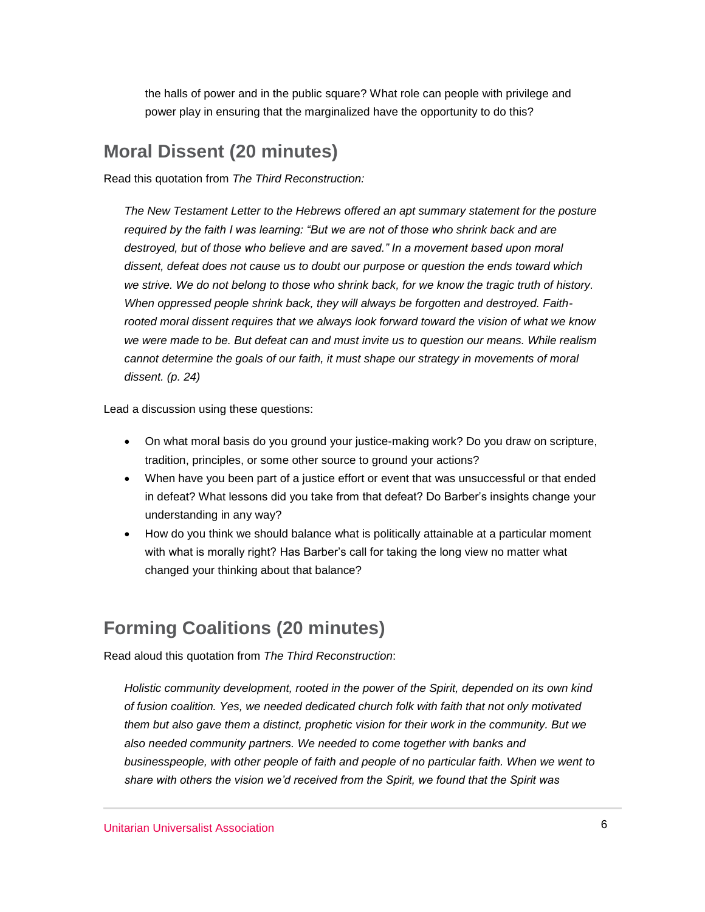the halls of power and in the public square? What role can people with privilege and power play in ensuring that the marginalized have the opportunity to do this?

## Moral Dissent (20 minutes)

Read this quotation from *The Third Reconstruction:*

> *The New Testament Letter to the Hebrews offered an apt summary statement for the posture required by the faith I was learning: "But we are not of those who shrink back and are destroyed, but of those who believe and are saved." In a movement based upon moral dissent, defeat does not cause us to doubt our purpose or question the ends toward which we strive. We do not belong to those who shrink back, for we know the tragic truth of history. When oppressed people shrink back, they will always be forgotten and destroyed. Faith-rooted moral dissent requires that we always look forward toward the vision of what we know we were made to be. But defeat can and must invite us to question our means. While realism cannot determine the goals of our faith, it must shape our strategy in movements of moral dissent. (p. 24)*

Lead a discussion using these questions:

- On what moral basis do you ground your justice-making work? Do you draw on scripture, tradition, principles, or some other source to ground your actions?
- When have you been part of a justice effort or event that was unsuccessful or that ended in defeat? What lessons did you take from that defeat? Do Barber's insights change your understanding in any way?
- How do you think we should balance what is politically attainable at a particular moment with what is morally right? Has Barber's call for taking the long view no matter what changed your thinking about that balance?

## Forming Coalitions (20 minutes)

Read aloud this quotation from *The Third Reconstruction*:

> *Holistic community development, rooted in the power of the Spirit, depended on its own kind of fusion coalition. Yes, we needed dedicated church folk with faith that not only motivated them but also gave them a distinct, prophetic vision for their work in the community. But we also needed community partners. We needed to come together with banks and businesspeople, with other people of faith and people of no particular faith. When we went to share with others the vision we'd received from the Spirit, we found that the Spirit was*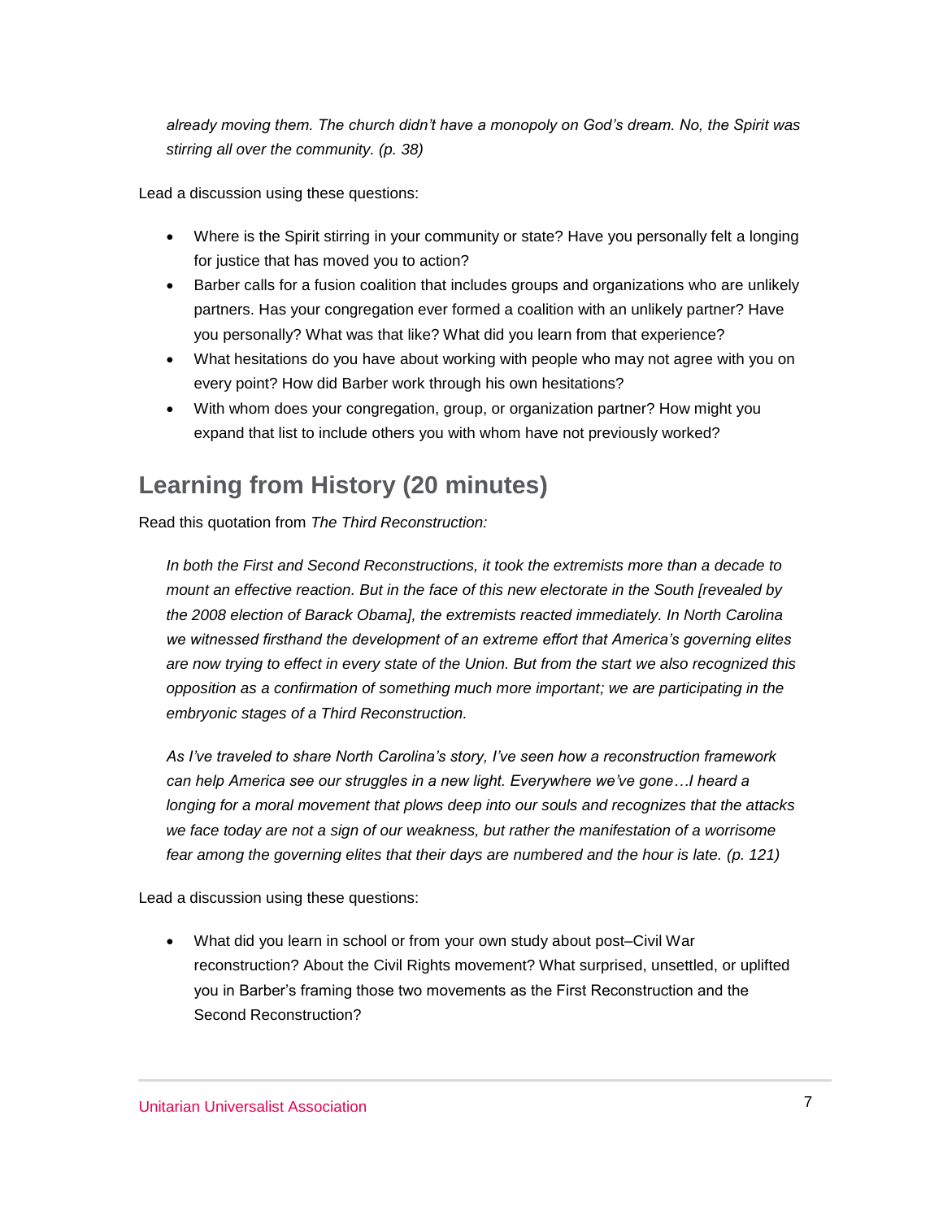*already moving them. The church didn't have a monopoly on God's dream. No, the Spirit was stirring all over the community. (p. 38)*

Lead a discussion using these questions:

- Where is the Spirit stirring in your community or state? Have you personally felt a longing for justice that has moved you to action?
- Barber calls for a fusion coalition that includes groups and organizations who are unlikely partners. Has your congregation ever formed a coalition with an unlikely partner? Have you personally? What was that like? What did you learn from that experience?
- What hesitations do you have about working with people who may not agree with you on every point? How did Barber work through his own hesitations?
- With whom does your congregation, group, or organization partner? How might you expand that list to include others you with whom have not previously worked?

## Learning from History (20 minutes)

Read this quotation from *The Third Reconstruction:*

*In both the First and Second Reconstructions, it took the extremists more than a decade to mount an effective reaction. But in the face of this new electorate in the South [revealed by the 2008 election of Barack Obama], the extremists reacted immediately. In North Carolina we witnessed firsthand the development of an extreme effort that America's governing elites are now trying to effect in every state of the Union. But from the start we also recognized this opposition as a confirmation of something much more important; we are participating in the embryonic stages of a Third Reconstruction.*

*As I've traveled to share North Carolina's story, I've seen how a reconstruction framework can help America see our struggles in a new light. Everywhere we've gone…I heard a longing for a moral movement that plows deep into our souls and recognizes that the attacks we face today are not a sign of our weakness, but rather the manifestation of a worrisome fear among the governing elites that their days are numbered and the hour is late. (p. 121)*

Lead a discussion using these questions:

- What did you learn in school or from your own study about post–Civil War reconstruction? About the Civil Rights movement? What surprised, unsettled, or uplifted you in Barber's framing those two movements as the First Reconstruction and the Second Reconstruction?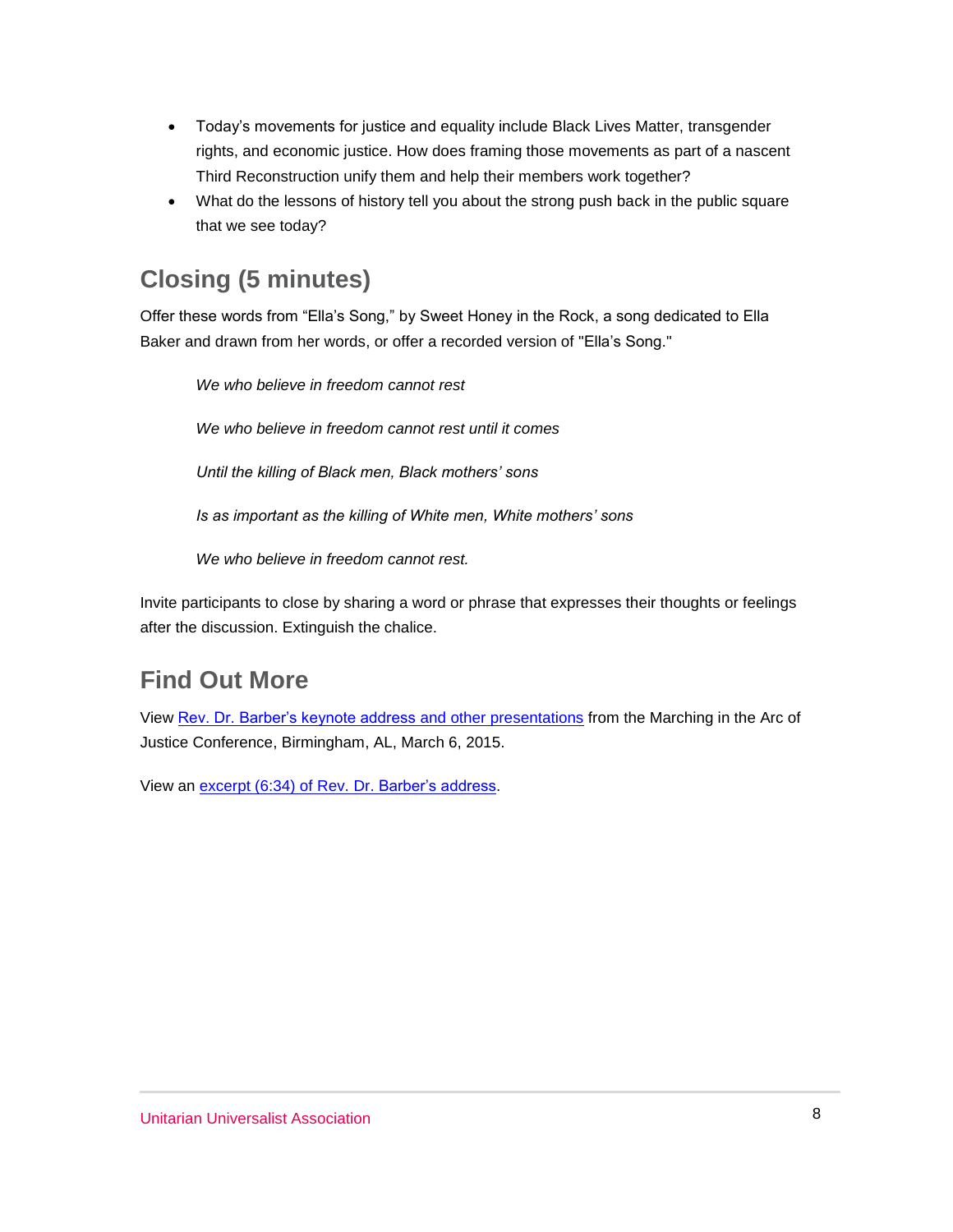- Today's movements for justice and equality include Black Lives Matter, transgender rights, and economic justice. How does framing those movements as part of a nascent Third Reconstruction unify them and help their members work together?
- What do the lessons of history tell you about the strong push back in the public square that we see today?

## Closing (5 minutes)

Offer these words from "Ella's Song," by Sweet Honey in the Rock, a song dedicated to Ella Baker and drawn from her words, or offer a recorded version of "Ella's Song."

> *We who believe in freedom cannot rest*
>
> *We who believe in freedom cannot rest until it comes*
>
> *Until the killing of Black men, Black mothers' sons*
>
> *Is as important as the killing of White men, White mothers' sons*
>
> *We who believe in freedom cannot rest.*

Invite participants to close by sharing a word or phrase that expresses their thoughts or feelings after the discussion. Extinguish the chalice.

## Find Out More

View Rev. Dr. Barber's keynote address and other presentations from the Marching in the Arc of Justice Conference, Birmingham, AL, March 6, 2015.

View an excerpt (6:34) of Rev. Dr. Barber's address.